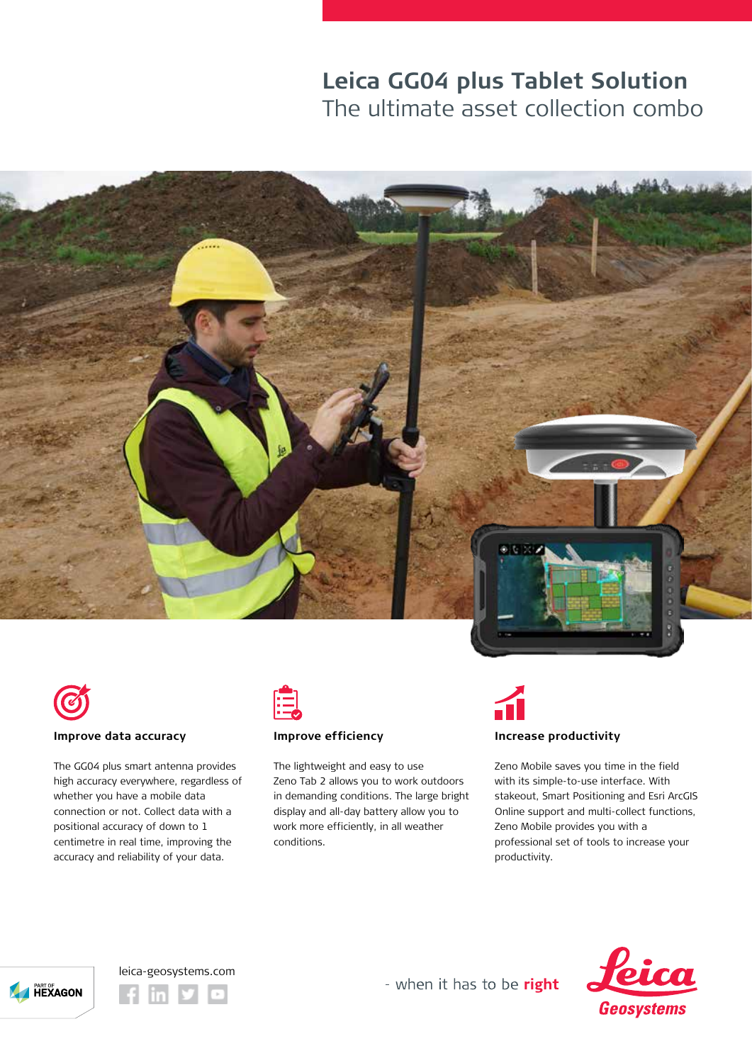# Leica GG04 plus Tablet Solution

## The ultimate asset collection combo

### Improve data accuracy

The GG04 plus smart antenna provides high accuracy everywhere, regardless of whether you have a mobile data connection or not. Collect data with a positional accuracy of down to 1 centimetre in real time, improving the accuracy and reliability of your data.

### Improve efficiency

The lightweight and easy to use Zeno Tab 2 allows you to work outdoors in demanding conditions. The large bright display and all-day battery allow you to work more efficiently, in all weather conditions.

### Increase productivity

Zeno Mobile saves you time in the field with its simple-to-use interface. With stakeout, Smart Positioning and Esri ArcGIS Online support and multi-collect functions, Zeno Mobile provides you with a professional set of tools to increase your productivity.

PART OF HEXAGON

leica-geosystems.com

- when it has to be **right**

Leica Geosystems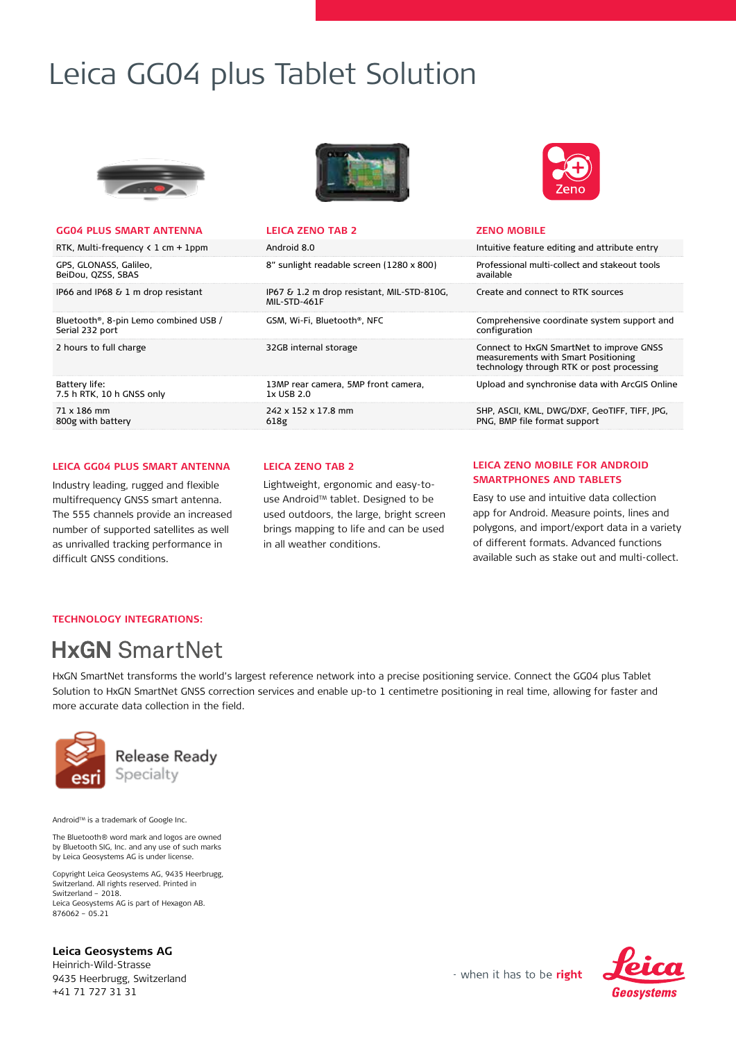# Leica GG04 plus Tablet Solution

| GG04 PLUS SMART ANTENNA | LEICA ZENO TAB 2 | ZENO MOBILE |
|---|---|---|
| RTK, Multi-frequency < 1 cm + 1ppm | Android 8.0 | Intuitive feature editing and attribute entry |
| GPS, GLONASS, Galileo, BeiDou, QZSS, SBAS | 8" sunlight readable screen (1280 x 800) | Professional multi-collect and stakeout tools available |
| IP66 and IP68 & 1 m drop resistant | IP67 & 1.2 m drop resistant, MIL-STD-810G, MIL-STD-461F | Create and connect to RTK sources |
| Bluetooth®, 8-pin Lemo combined USB / Serial 232 port | GSM, Wi-Fi, Bluetooth®, NFC | Comprehensive coordinate system support and configuration |
| 2 hours to full charge | 32GB internal storage | Connect to HxGN SmartNet to improve GNSS measurements with Smart Positioning technology through RTK or post processing |
| Battery life: 7.5 h RTK, 10 h GNSS only | 13MP rear camera, 5MP front camera, 1x USB 2.0 | Upload and synchronise data with ArcGIS Online |
| 71 x 186 mm 800g with battery | 242 x 152 x 17.8 mm 618g | SHP, ASCII, KML, DWG/DXF, GeoTIFF, TIFF, JPG, PNG, BMP file format support |

### LEICA GG04 PLUS SMART ANTENNA

Industry leading, rugged and flexible multifrequency GNSS smart antenna. The 555 channels provide an increased number of supported satellites as well as unrivalled tracking performance in difficult GNSS conditions.

### LEICA ZENO TAB 2

Lightweight, ergonomic and easy-to-use Android™ tablet. Designed to be used outdoors, the large, bright screen brings mapping to life and can be used in all weather conditions.

### LEICA ZENO MOBILE FOR ANDROID SMARTPHONES AND TABLETS

Easy to use and intuitive data collection app for Android. Measure points, lines and polygons, and import/export data in a variety of different formats. Advanced functions available such as stake out and multi-collect.

### TECHNOLOGY INTEGRATIONS:

## HxGN SmartNet

HxGN SmartNet transforms the world's largest reference network into a precise positioning service. Connect the GG04 plus Tablet Solution to HxGN SmartNet GNSS correction services and enable up-to 1 centimetre positioning in real time, allowing for faster and more accurate data collection in the field.

esri Release Ready Specialty

Android™ is a trademark of Google Inc.

The Bluetooth® word mark and logos are owned by Bluetooth SIG, Inc. and any use of such marks by Leica Geosystems AG is under license.

Copyright Leica Geosystems AG, 9435 Heerbrugg, Switzerland. All rights reserved. Printed in Switzerland – 2018.
Leica Geosystems AG is part of Hexagon AB.
876062 – 05.21

**Leica Geosystems AG**
Heinrich-Wild-Strasse
9435 Heerbrugg, Switzerland
+41 71 727 31 31

- when it has to be **right**

Leica Geosystems